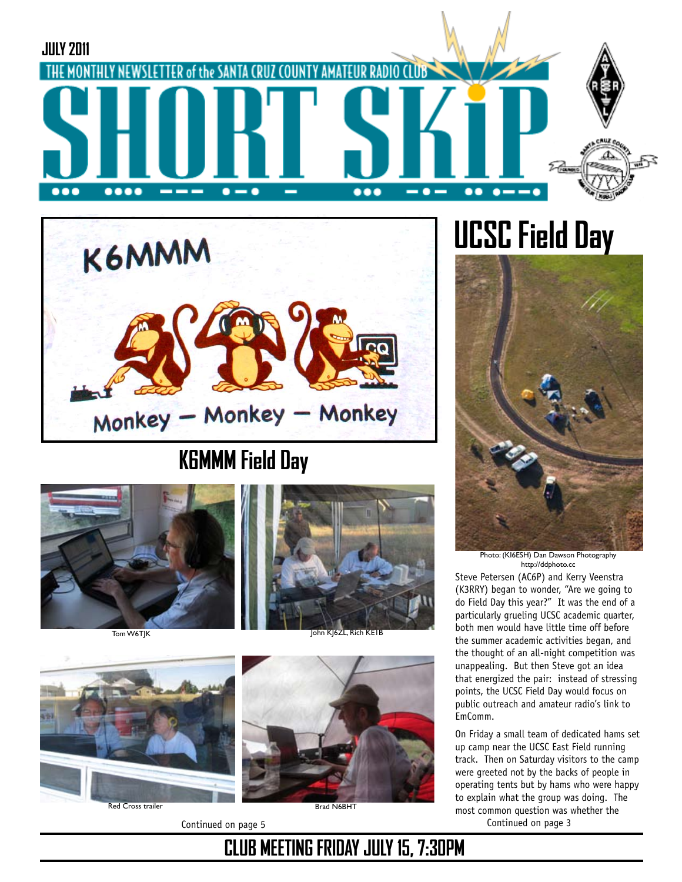JULY 2011

THE MONTHLY NEWSLETTER of the SANTA CRUZ COUNTY AMATEUR RADIO CLUB

# SHORT SKIP

## K6MMM Field Day

Tom W6TJK

John KJ6ZL, Rich KE1B

Red Cross trailer

Brad N6BHT

Continued on page 5

## UCSC Field Day

Photo: (KI6ESH) Dan Dawson Photography http://ddphoto.cc

Steve Petersen (AC6P) and Kerry Veenstra (K3RRY) began to wonder, "Are we going to do Field Day this year?" It was the end of a particularly grueling UCSC academic quarter, both men would have little time off before the summer academic activities began, and the thought of an all-night competition was unappealing. But then Steve got an idea that energized the pair: instead of stressing points, the UCSC Field Day would focus on public outreach and amateur radio's link to EmComm.

On Friday a small team of dedicated hams set up camp near the UCSC East Field running track. Then on Saturday visitors to the camp were greeted not by the backs of people in operating tents but by hams who were happy to explain what the group was doing. The most common question was whether the

Continued on page 3

**CLUB MEETING FRIDAY JULY 15, 7:30PM**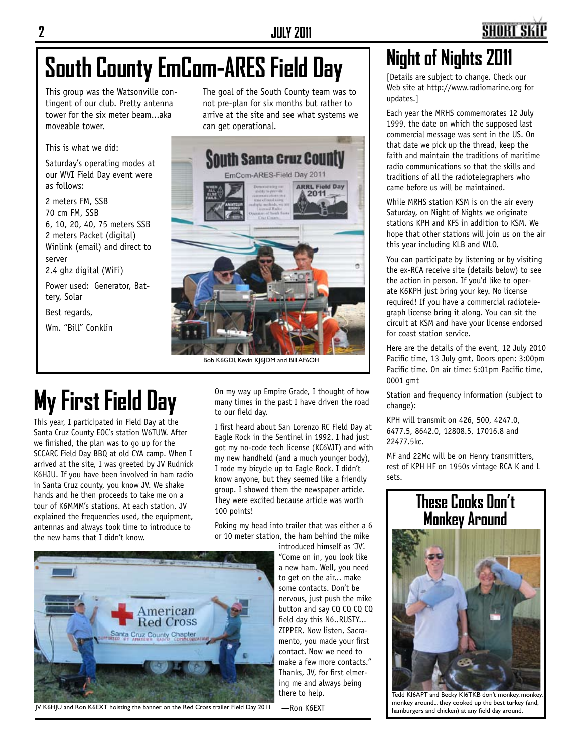# South County EmCom-ARES Field Day

This group was the Watsonville contingent of our club. Pretty antenna tower for the six meter beam…aka moveable tower.

The goal of the South County team was to not pre-plan for six months but rather to arrive at the site and see what systems we can get operational.

This is what we did:

Saturday's operating modes at our WVI Field Day event were as follows:

2 meters FM, SSB
70 cm FM, SSB
6, 10, 20, 40, 75 meters SSB
2 meters Packet (digital)
Winlink (email) and direct to server
2.4 ghz digital (WiFi)

Power used: Generator, Battery, Solar

Best regards,

Wm. "Bill" Conklin

Bob K6GDI, Kevin KJ6JDM and Bill AF6OH

# My First Field Day

This year, I participated in Field Day at the Santa Cruz County EOC's station W6TUW. After we finished, the plan was to go up for the SCCARC Field Day BBQ at old CYA camp. When I arrived at the site, I was greeted by JV Rudnick K6HJU. If you have been involved in ham radio in Santa Cruz county, you know JV. We shake hands and he then proceeds to take me on a tour of K6MMM's stations. At each station, JV explained the frequencies used, the equipment, antennas and always took time to introduce to the new hams that I didn't know.

On my way up Empire Grade, I thought of how many times in the past I have driven the road to our field day.

I first heard about San Lorenzo RC Field Day at Eagle Rock in the Sentinel in 1992. I had just got my no-code tech license (KC6VJT) and with my new handheld (and a much younger body), I rode my bicycle up to Eagle Rock. I didn't know anyone, but they seemed like a friendly group. I showed them the newspaper article. They were excited because article was worth 100 points!

Poking my head into trailer that was either a 6 or 10 meter station, the ham behind the mike introduced himself as 'JV'. "Come on in, you look like a new ham. Well, you need to get on the air... make some contacts. Don't be nervous, just push the mike button and say CQ CQ CQ CQ field day this N6..RUSTY... ZIPPER. Now listen, Sacramento, you made your first contact. Now we need to make a few more contacts." Thanks, JV, for first elmering me and always being there to help.

—Ron K6EXT

JV K6HJU and Ron K6EXT hoisting the banner on the Red Cross trailer Field Day 2011

# Night of Nights 2011

[Details are subject to change. Check our Web site at http://www.radiomarine.org for updates.]

Each year the MRHS commemorates 12 July 1999, the date on which the supposed last commercial message was sent in the US. On that date we pick up the thread, keep the faith and maintain the traditions of maritime radio communications so that the skills and traditions of all the radiotelegraphers who came before us will be maintained.

While MRHS station KSM is on the air every Saturday, on Night of Nights we originate stations KPH and KFS in addition to KSM. We hope that other stations will join us on the air this year including KLB and WLO.

You can participate by listening or by visiting the ex-RCA receive site (details below) to see the action in person. If you'd like to operate K6KPH just bring your key. No license required! If you have a commercial radiotelegraph license bring it along. You can sit the circuit at KSM and have your license endorsed for coast station service.

Here are the details of the event, 12 July 2010 Pacific time, 13 July gmt, Doors open: 3:00pm Pacific time. On air time: 5:01pm Pacific time, 0001 gmt

Station and frequency information (subject to change):

KPH will transmit on 426, 500, 4247.0, 6477.5, 8642.0, 12808.5, 17016.8 and 22477.5kc.

MF and 22Mc will be on Henry transmitters, rest of KPH HF on 1950s vintage RCA K and L sets.

## These Cooks Don't Monkey Around

Tedd KI6APT and Becky KI6TKB don't monkey, monkey, monkey around... they cooked up the best turkey (and, hamburgers and chicken) at any field day around.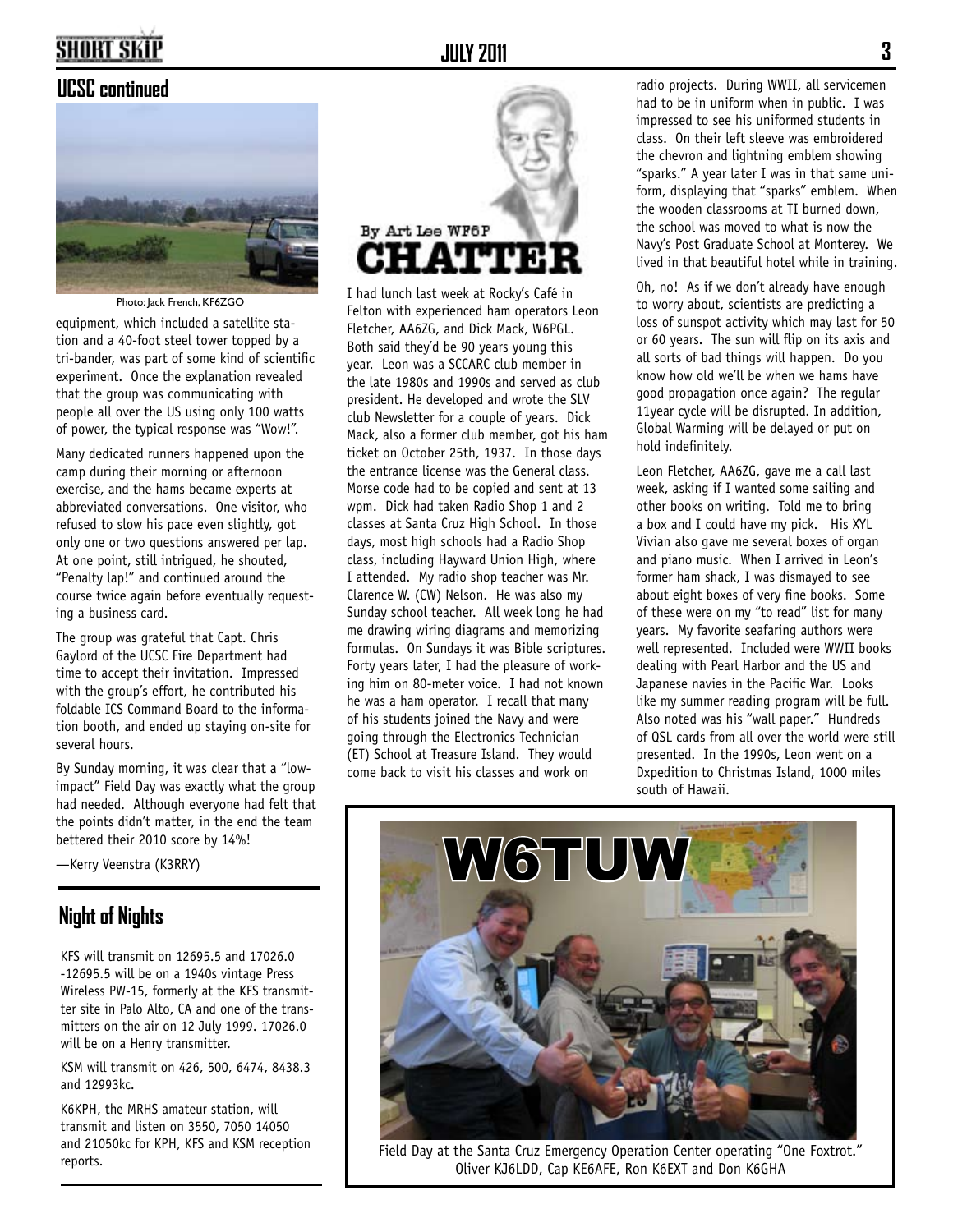## UCSC continued

Photo: Jack French, KF6ZGO

equipment, which included a satellite station and a 40-foot steel tower topped by a tri-bander, was part of some kind of scientific experiment. Once the explanation revealed that the group was communicating with people all over the US using only 100 watts of power, the typical response was "Wow!".

Many dedicated runners happened upon the camp during their morning or afternoon exercise, and the hams became experts at abbreviated conversations. One visitor, who refused to slow his pace even slightly, got only one or two questions answered per lap. At one point, still intrigued, he shouted, "Penalty lap!" and continued around the course twice again before eventually requesting a business card.

The group was grateful that Capt. Chris Gaylord of the UCSC Fire Department had time to accept their invitation. Impressed with the group's effort, he contributed his foldable ICS Command Board to the information booth, and ended up staying on-site for several hours.

By Sunday morning, it was clear that a "low-impact" Field Day was exactly what the group had needed. Although everyone had felt that the points didn't matter, in the end the team bettered their 2010 score by 14%!

—Kerry Veenstra (K3RRY)

## Night of Nights

KFS will transmit on 12695.5 and 17026.0 -12695.5 will be on a 1940s vintage Press Wireless PW-15, formerly at the KFS transmitter site in Palo Alto, CA and one of the transmitters on the air on 12 July 1999. 17026.0 will be on a Henry transmitter.

KSM will transmit on 426, 500, 6474, 8438.3 and 12993kc.

K6KPH, the MRHS amateur station, will transmit and listen on 3550, 7050 14050 and 21050kc for KPH, KFS and KSM reception reports.

## CHATTER

By Art Lee WF6P

I had lunch last week at Rocky's Café in Felton with experienced ham operators Leon Fletcher, AA6ZG, and Dick Mack, W6PGL. Both said they'd be 90 years young this year. Leon was a SCCARC club member in the late 1980s and 1990s and served as club president. He developed and wrote the SLV club Newsletter for a couple of years. Dick Mack, also a former club member, got his ham ticket on October 25th, 1937. In those days the entrance license was the General class. Morse code had to be copied and sent at 13 wpm. Dick had taken Radio Shop 1 and 2 classes at Santa Cruz High School. In those days, most high schools had a Radio Shop class, including Hayward Union High, where I attended. My radio shop teacher was Mr. Clarence W. (CW) Nelson. He was also my Sunday school teacher. All week long he had me drawing wiring diagrams and memorizing formulas. On Sundays it was Bible scriptures. Forty years later, I had the pleasure of working him on 80-meter voice. I had not known he was a ham operator. I recall that many of his students joined the Navy and were going through the Electronics Technician (ET) School at Treasure Island. They would come back to visit his classes and work on radio projects. During WWII, all servicemen had to be in uniform when in public. I was impressed to see his uniformed students in class. On their left sleeve was embroidered the chevron and lightning emblem showing "sparks." A year later I was in that same uniform, displaying that "sparks" emblem. When the wooden classrooms at TI burned down, the school was moved to what is now the Navy's Post Graduate School at Monterey. We lived in that beautiful hotel while in training.

Oh, no! As if we don't already have enough to worry about, scientists are predicting a loss of sunspot activity which may last for 50 or 60 years. The sun will flip on its axis and all sorts of bad things will happen. Do you know how old we'll be when we hams have good propagation once again? The regular 11year cycle will be disrupted. In addition, Global Warming will be delayed or put on hold indefinitely.

Leon Fletcher, AA6ZG, gave me a call last week, asking if I wanted some sailing and other books on writing. Told me to bring a box and I could have my pick. His XYL Vivian also gave me several boxes of organ and piano music. When I arrived in Leon's former ham shack, I was dismayed to see about eight boxes of very fine books. Some of these were on my "to read" list for many years. My favorite seafaring authors were well represented. Included were WWII books dealing with Pearl Harbor and the US and Japanese navies in the Pacific War. Looks like my summer reading program will be full. Also noted was his "wall paper." Hundreds of QSL cards from all over the world were still presented. In the 1990s, Leon went on a Dxpedition to Christmas Island, 1000 miles south of Hawaii.

Field Day at the Santa Cruz Emergency Operation Center operating "One Foxtrot." Oliver KJ6LDD, Cap KE6AFE, Ron K6EXT and Don K6GHA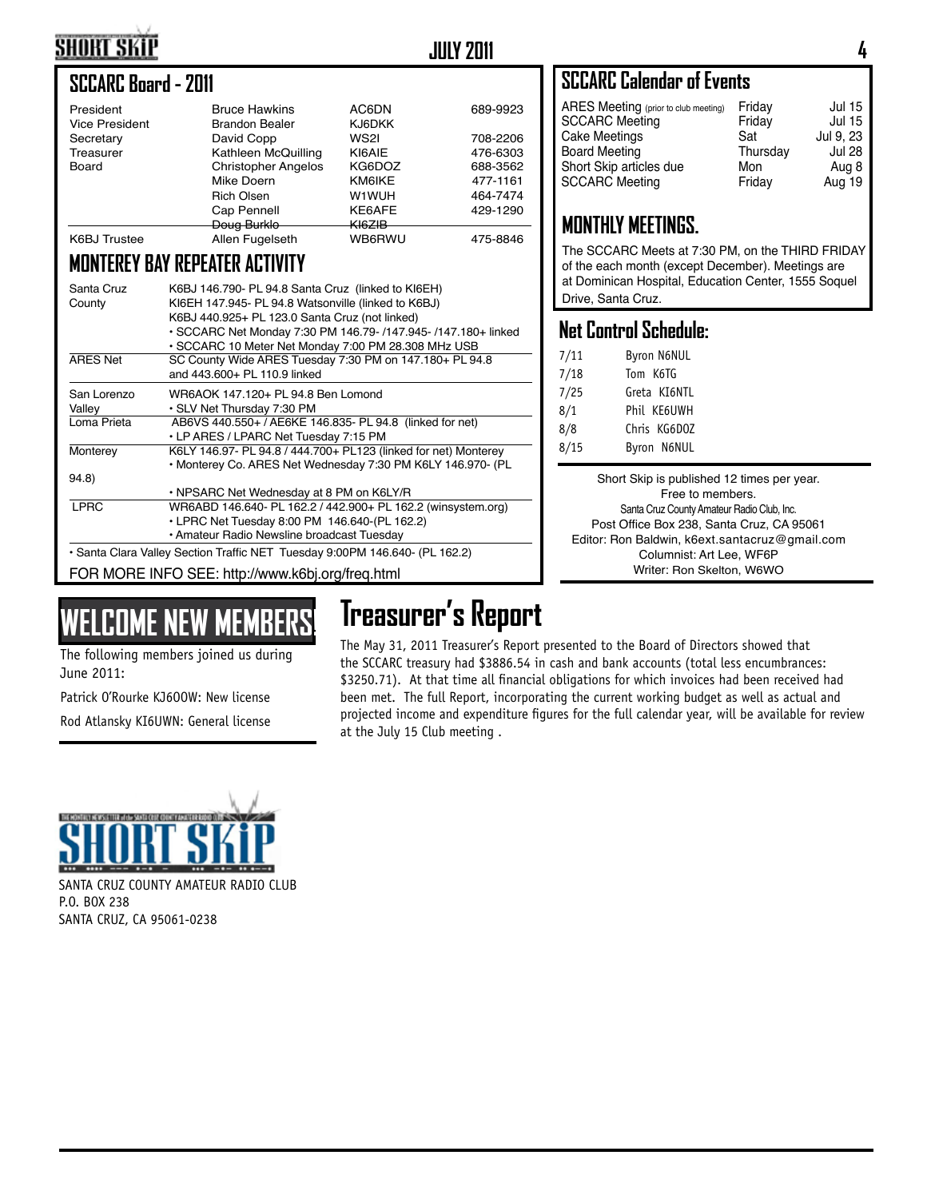## SCCARC Board - 2011

| | | | |
|---|---|---|---|
| President | Bruce Hawkins | AC6DN | 689-9923 |
| Vice President | Brandon Bealer | KJ6DKK | |
| Secretary | David Copp | WS2I | 708-2206 |
| Treasurer | Kathleen McQuilling | KI6AIE | 476-6303 |
| Board | Christopher Angelos | KG6DOZ | 688-3562 |
| | Mike Doern | KM6IKE | 477-1161 |
| | Rich Olsen | W1WUH | 464-7474 |
| | Cap Pennell | KE6AFE | 429-1290 |
| | ~~Doug Burklo~~ | ~~KI6ZIB~~ | |
| K6BJ Trustee | Allen Fugelseth | WB6RWU | 475-8846 |

## MONTEREY BAY REPEATER ACTIVITY

| | |
|---|---|
| Santa Cruz County | K6BJ 146.790- PL 94.8 Santa Cruz (linked to KI6EH)<br>KI6EH 147.945- PL 94.8 Watsonville (linked to K6BJ)<br>K6BJ 440.925+ PL 123.0 Santa Cruz (not linked)<br>• SCCARC Net Monday 7:30 PM 146.79- /147.945- /147.180+ linked<br>• SCCARC 10 Meter Net Monday 7:00 PM 28.308 MHz USB |
| ARES Net | SC County Wide ARES Tuesday 7:30 PM on 147.180+ PL 94.8 and 443.600+ PL 110.9 linked |
| San Lorenzo Valley | WR6AOK 147.120+ PL 94.8 Ben Lomond<br>• SLV Net Thursday 7:30 PM |
| Loma Prieta | AB6VS 440.550+ / AE6KE 146.835- PL 94.8 (linked for net)<br>• LP ARES / LPARC Net Tuesday 7:15 PM |
| Monterey | K6LY 146.97- PL 94.8 / 444.700+ PL123 (linked for net) Monterey<br>• Monterey Co. ARES Net Wednesday 7:30 PM K6LY 146.970- (PL 94.8)<br>• NPSARC Net Wednesday at 8 PM on K6LY/R |
| LPRC | WR6ABD 146.640- PL 162.2 / 442.900+ PL 162.2 (winsystem.org)<br>• LPRC Net Tuesday 8:00 PM 146.640-(PL 162.2)<br>• Amateur Radio Newsline broadcast Tuesday |

• Santa Clara Valley Section Traffic NET Tuesday 9:00PM 146.640- (PL 162.2)

FOR MORE INFO SEE: http://www.k6bj.org/freq.html

## SCCARC Calendar of Events

| | | |
|---|---|---|
| ARES Meeting (prior to club meeting) | Friday | Jul 15 |
| SCCARC Meeting | Friday | Jul 15 |
| Cake Meetings | Sat | Jul 9, 23 |
| Board Meeting | Thursday | Jul 28 |
| Short Skip articles due | Mon | Aug 8 |
| SCCARC Meeting | Friday | Aug 19 |

## MONTHLY MEETINGS.

The SCCARC Meets at 7:30 PM, on the THIRD FRIDAY of the each month (except December). Meetings are at Dominican Hospital, Education Center, 1555 Soquel Drive, Santa Cruz.

## Net Control Schedule:

| | |
|---|---|
| 7/11 | Byron N6NUL |
| 7/18 | Tom K6TG |
| 7/25 | Greta KI6NTL |
| 8/1 | Phil KE6UWH |
| 8/8 | Chris KG6DOZ |
| 8/15 | Byron N6NUL |

Short Skip is published 12 times per year.
Free to members.
Santa Cruz County Amateur Radio Club, Inc.
Post Office Box 238, Santa Cruz, CA 95061
Editor: Ron Baldwin, k6ext.santacruz@gmail.com
Columnist: Art Lee, WF6P
Writer: Ron Skelton, W6WO

## WELCOME NEW MEMBERS

The following members joined us during June 2011:

Patrick O'Rourke KJ6OOW: New license

Rod Atlansky KI6UWN: General license

## Treasurer's Report

The May 31, 2011 Treasurer's Report presented to the Board of Directors showed that the SCCARC treasury had $3886.54 in cash and bank accounts (total less encumbrances: $3250.71). At that time all financial obligations for which invoices had been received had been met. The full Report, incorporating the current working budget as well as actual and projected income and expenditure figures for the full calendar year, will be available for review at the July 15 Club meeting .

SHORT SKIP

SANTA CRUZ COUNTY AMATEUR RADIO CLUB
P.O. BOX 238
SANTA CRUZ, CA 95061-0238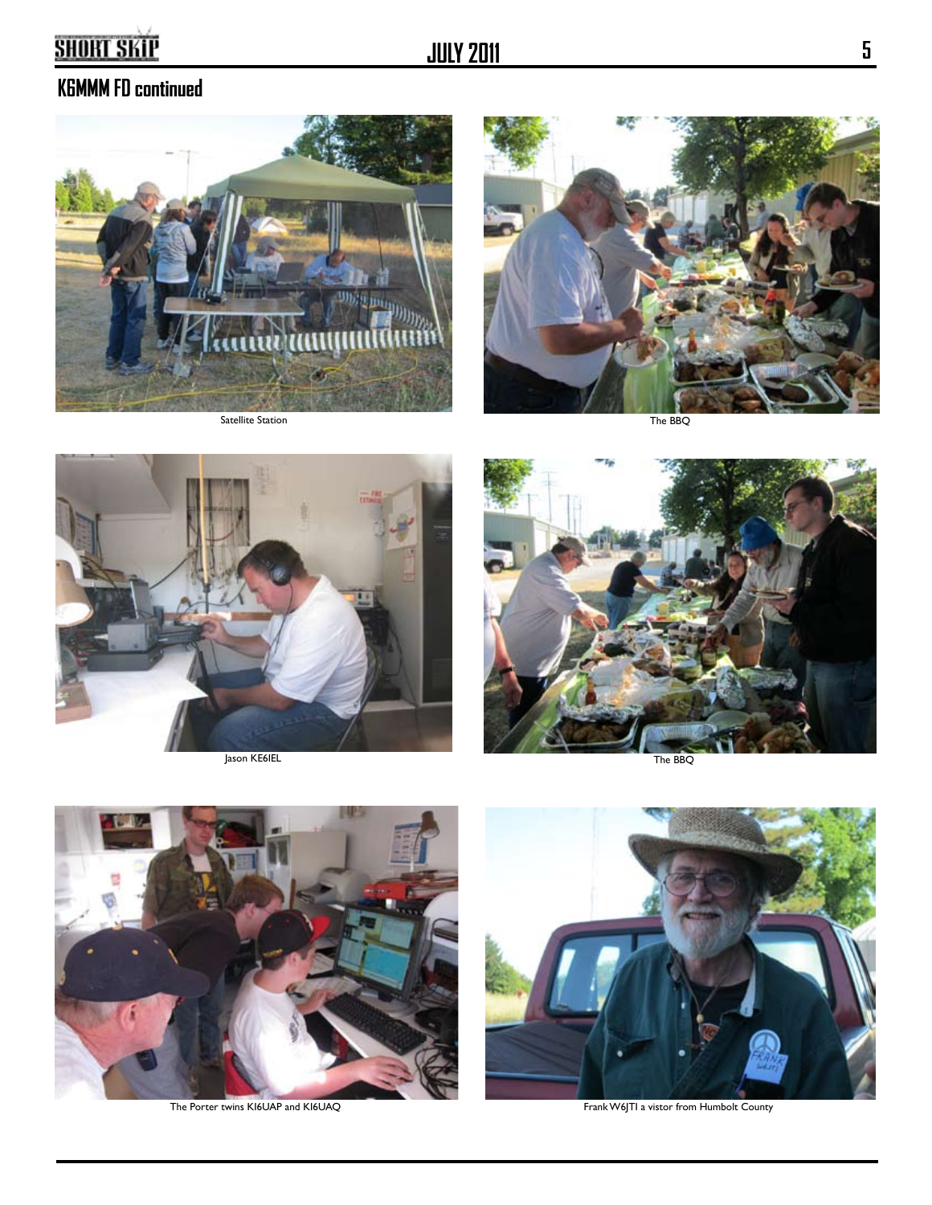## K6MMM FD continued

Satellite Station

The BBQ

Jason KE6IEL

The BBQ

The Porter twins KI6UAP and KI6UAQ

Frank W6JTI a vistor from Humbolt County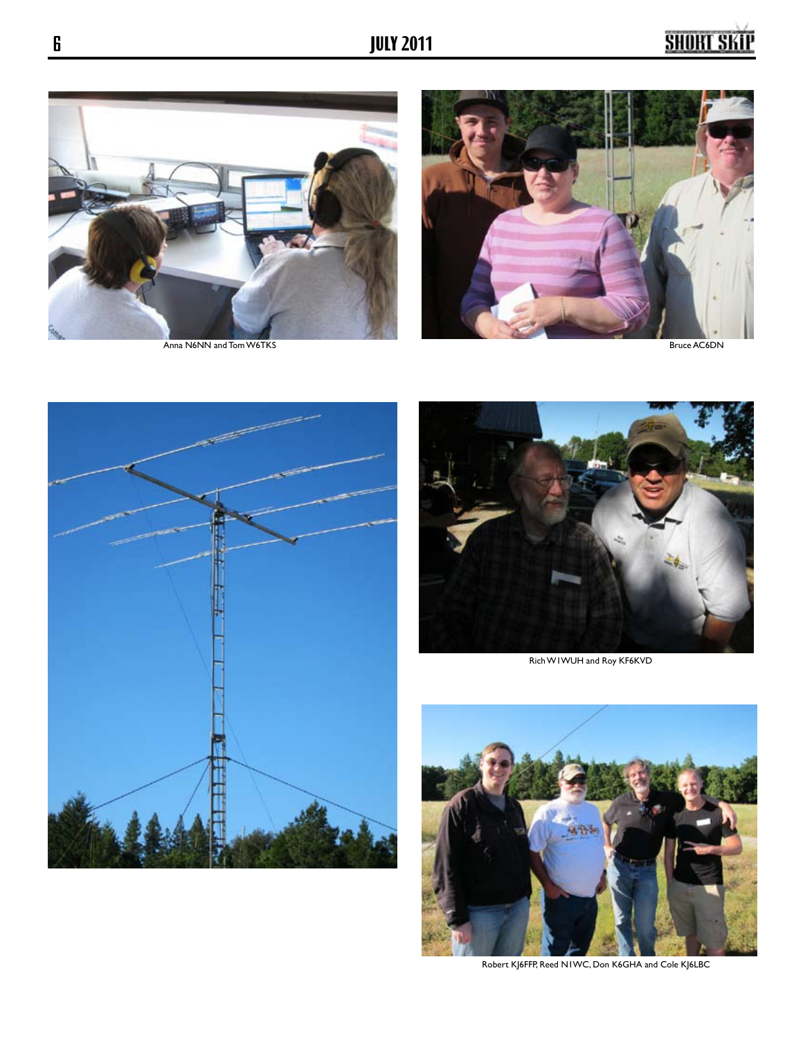Anna N6NN and Tom W6TKS

Bruce AC6DN

Rich W1WUH and Roy KF6KVD

Robert KJ6FFP, Reed N1WC, Don K6GHA and Cole KJ6LBC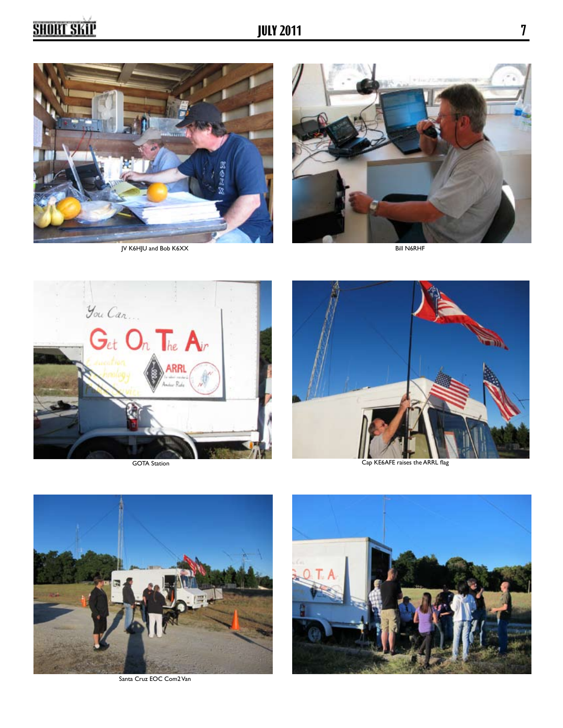JV K6HJU and Bob K6XX

Bill N6RHF

GOTA Station

Cap KE6AFE raises the ARRL flag

Santa Cruz EOC Com2 Van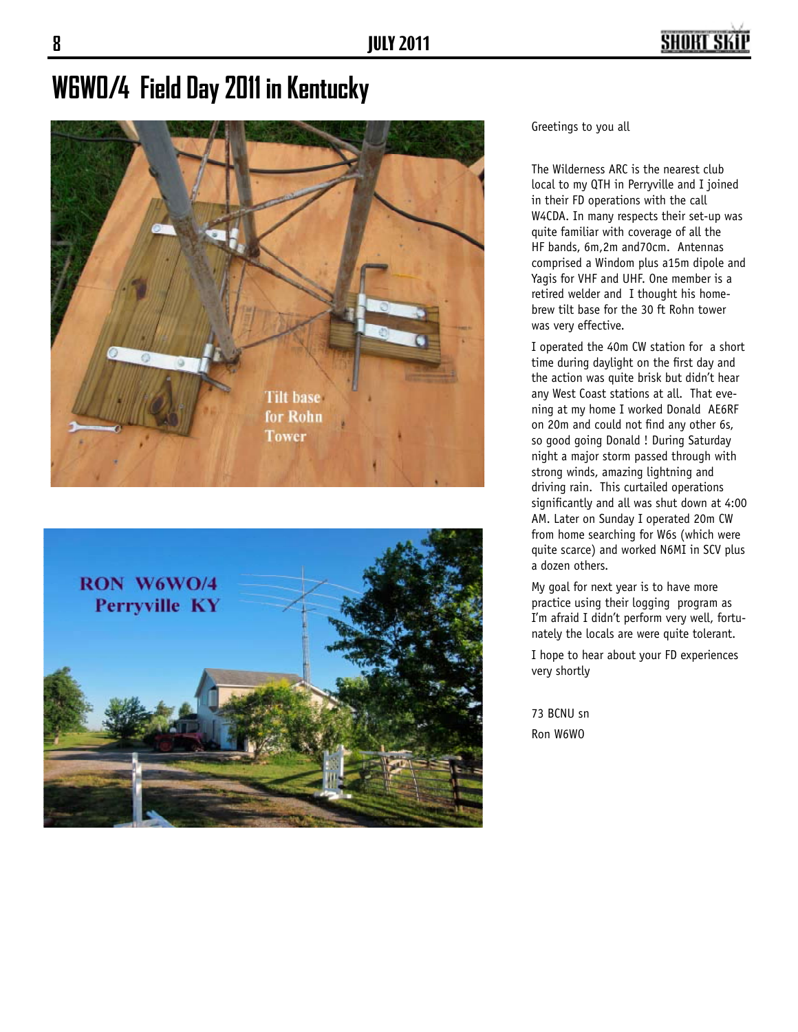# W6WO/4 Field Day 2011 in Kentucky

Greetings to you all

The Wilderness ARC is the nearest club local to my QTH in Perryville and I joined in their FD operations with the call W4CDA. In many respects their set-up was quite familiar with coverage of all the HF bands, 6m,2m and70cm. Antennas comprised a Windom plus a15m dipole and Yagis for VHF and UHF. One member is a retired welder and I thought his home-brew tilt base for the 30 ft Rohn tower was very effective.

I operated the 40m CW station for a short time during daylight on the first day and the action was quite brisk but didn't hear any West Coast stations at all. That evening at my home I worked Donald AE6RF on 20m and could not find any other 6s, so good going Donald ! During Saturday night a major storm passed through with strong winds, amazing lightning and driving rain. This curtailed operations significantly and all was shut down at 4:00 AM. Later on Sunday I operated 20m CW from home searching for W6s (which were quite scarce) and worked N6MI in SCV plus a dozen others.

My goal for next year is to have more practice using their logging program as I'm afraid I didn't perform very well, fortunately the locals are were quite tolerant.

I hope to hear about your FD experiences very shortly

73 BCNU sn

Ron W6WO